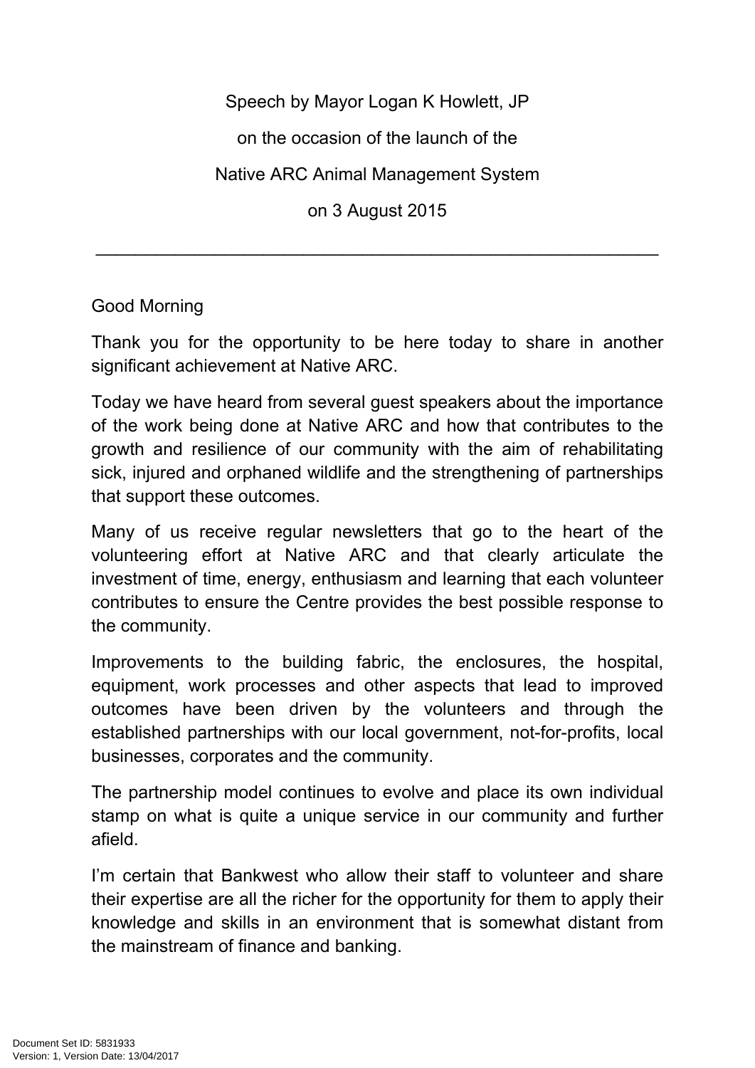Speech by Mayor Logan K Howlett, JP

on the occasion of the launch of the

Native ARC Animal Management System

on 3 August 2015

---

Good Morning

Thank you for the opportunity to be here today to share in another significant achievement at Native ARC.

Today we have heard from several guest speakers about the importance of the work being done at Native ARC and how that contributes to the growth and resilience of our community with the aim of rehabilitating sick, injured and orphaned wildlife and the strengthening of partnerships that support these outcomes.

Many of us receive regular newsletters that go to the heart of the volunteering effort at Native ARC and that clearly articulate the investment of time, energy, enthusiasm and learning that each volunteer contributes to ensure the Centre provides the best possible response to the community.

Improvements to the building fabric, the enclosures, the hospital, equipment, work processes and other aspects that lead to improved outcomes have been driven by the volunteers and through the established partnerships with our local government, not-for-profits, local businesses, corporates and the community.

The partnership model continues to evolve and place its own individual stamp on what is quite a unique service in our community and further afield.

I'm certain that Bankwest who allow their staff to volunteer and share their expertise are all the richer for the opportunity for them to apply their knowledge and skills in an environment that is somewhat distant from the mainstream of finance and banking.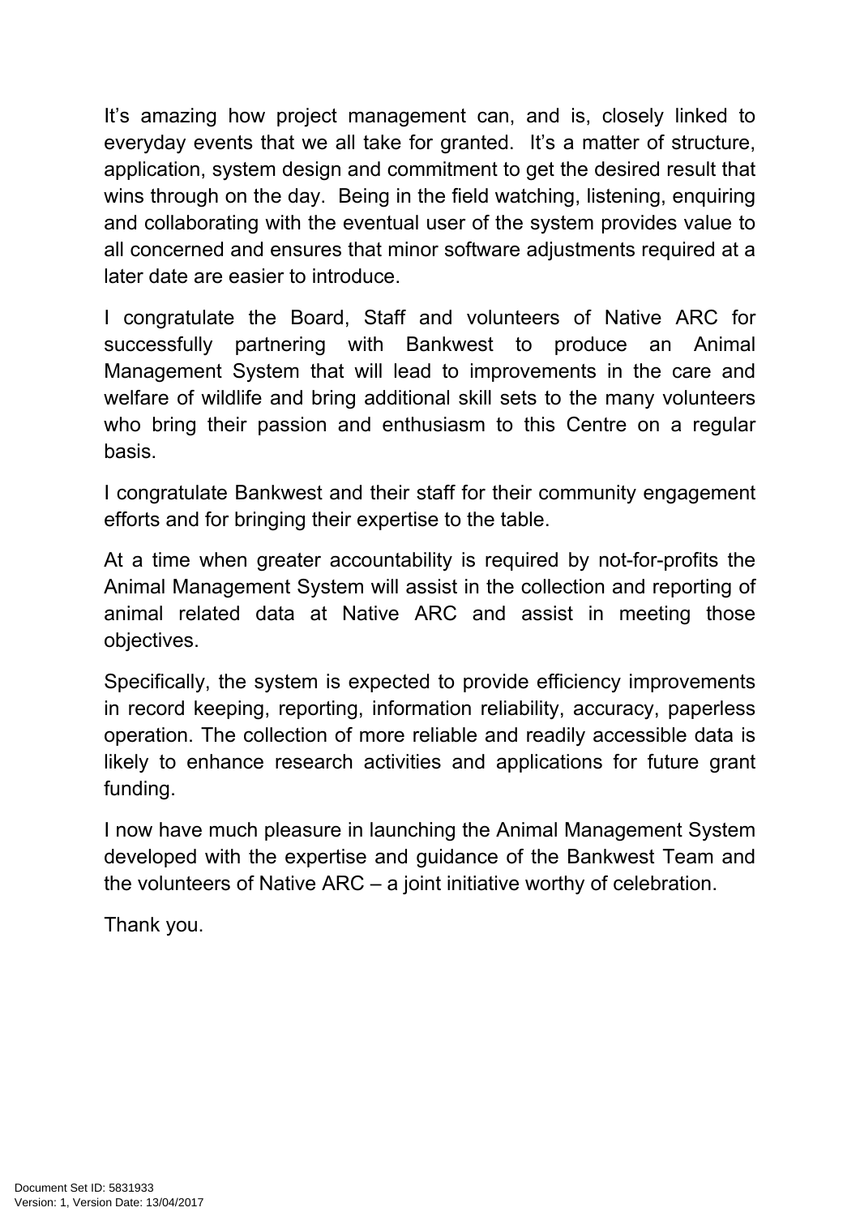It's amazing how project management can, and is, closely linked to everyday events that we all take for granted. It's a matter of structure, application, system design and commitment to get the desired result that wins through on the day. Being in the field watching, listening, enquiring and collaborating with the eventual user of the system provides value to all concerned and ensures that minor software adjustments required at a later date are easier to introduce.

I congratulate the Board, Staff and volunteers of Native ARC for successfully partnering with Bankwest to produce an Animal Management System that will lead to improvements in the care and welfare of wildlife and bring additional skill sets to the many volunteers who bring their passion and enthusiasm to this Centre on a regular basis.

I congratulate Bankwest and their staff for their community engagement efforts and for bringing their expertise to the table.

At a time when greater accountability is required by not-for-profits the Animal Management System will assist in the collection and reporting of animal related data at Native ARC and assist in meeting those objectives.

Specifically, the system is expected to provide efficiency improvements in record keeping, reporting, information reliability, accuracy, paperless operation. The collection of more reliable and readily accessible data is likely to enhance research activities and applications for future grant funding.

I now have much pleasure in launching the Animal Management System developed with the expertise and guidance of the Bankwest Team and the volunteers of Native ARC – a joint initiative worthy of celebration.

Thank you.